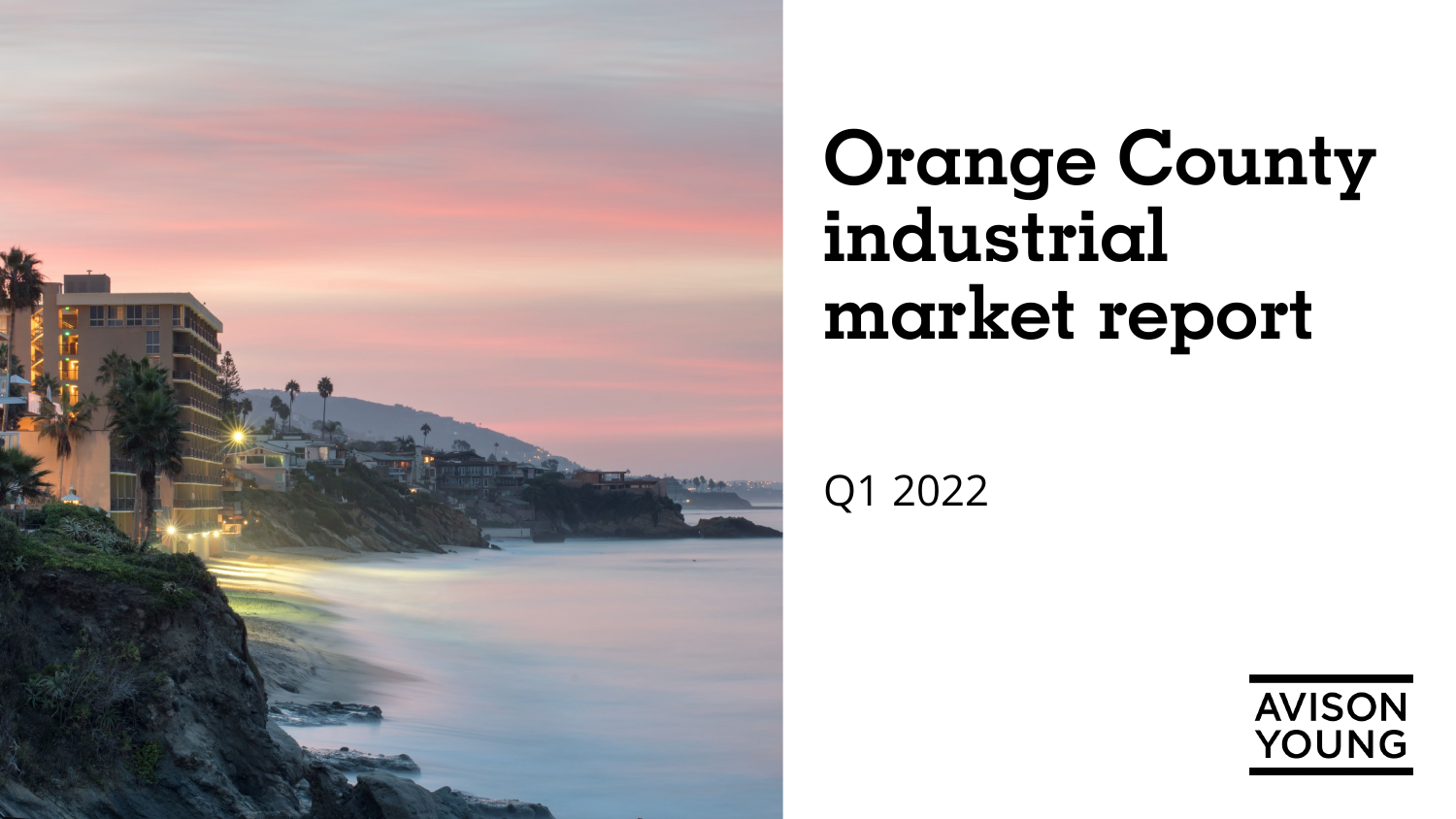# Orange County industrial market report

Q1 2022

AVISON YOUNG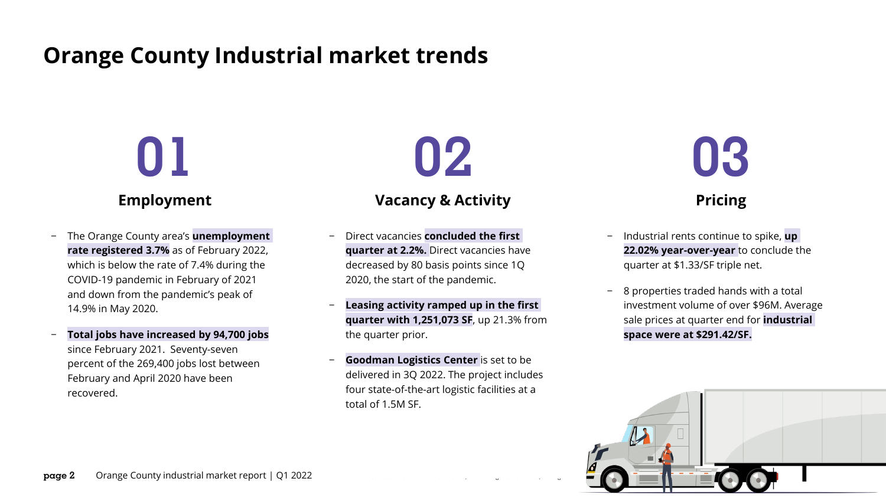# Orange County Industrial market trends

## 01

### Employment

- The Orange County area's **unemployment rate registered 3.7%** as of February 2022, which is below the rate of 7.4% during the COVID-19 pandemic in February of 2021 and down from the pandemic's peak of 14.9% in May 2020.
- **Total jobs have increased by 94,700 jobs** since February 2021. Seventy-seven percent of the 269,400 jobs lost between February and April 2020 have been recovered.

## 02

### Vacancy & Activity

- Direct vacancies **concluded the first quarter at 2.2%.** Direct vacancies have decreased by 80 basis points since 1Q 2020, the start of the pandemic.
- **Leasing activity ramped up in the first quarter with 1,251,073 SF**, up 21.3% from the quarter prior.
- **Goodman Logistics Center** is set to be delivered in 3Q 2022. The project includes four state-of-the-art logistic facilities at a total of 1.5M SF.

## 03

### Pricing

- Industrial rents continue to spike, **up 22.02% year-over-year** to conclude the quarter at $1.33/SF triple net.
- 8 properties traded hands with a total investment volume of over $96M. Average sale prices at quarter end for **industrial space were at $291.42/SF.**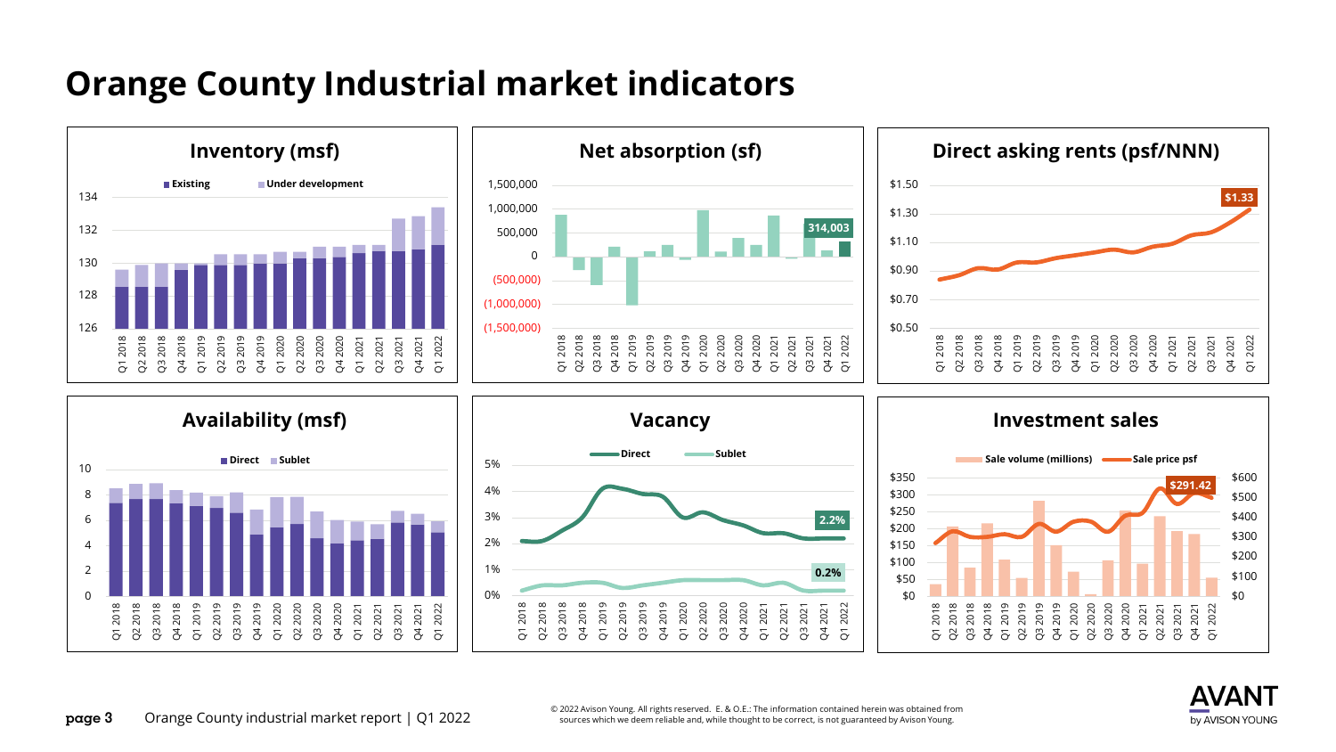# Orange County Industrial market indicators

## Inventory (msf)

Existing | Under development

## Net absorption (sf)

314,003

## Direct asking rents (psf/NNN)

$1.33

## Availability (msf)

Direct | Sublet

## Vacancy

Direct | Sublet

2.2%

0.2%

## Investment sales

Sale volume (millions) | Sale price psf

$291.42

© 2022 Avison Young. All rights reserved. E. & O.E.: The information contained herein was obtained from sources which we deem reliable and, while thought to be correct, is not guaranteed by Avison Young.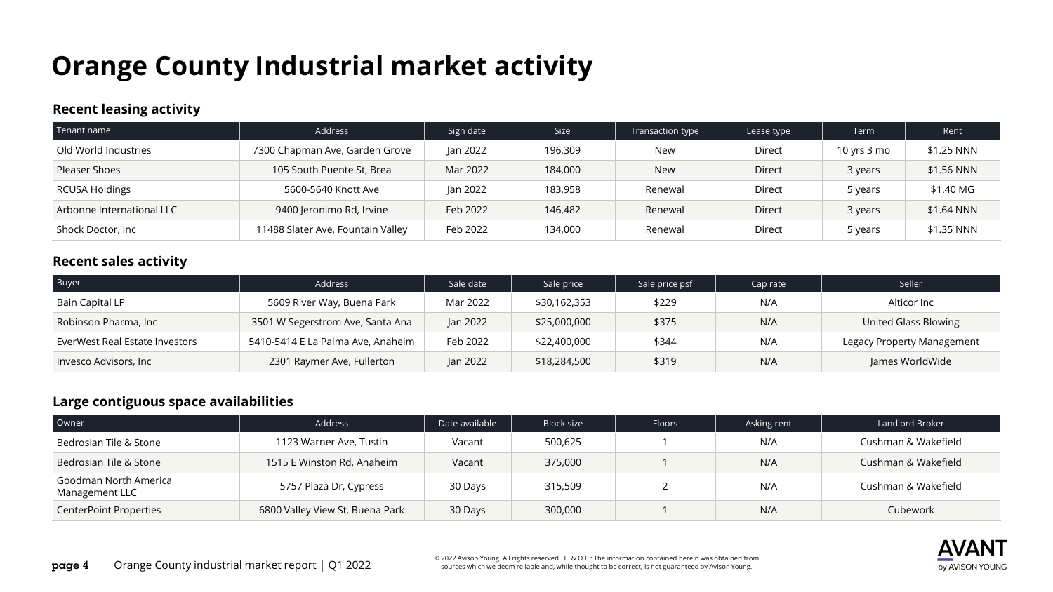# Orange County Industrial market activity

### Recent leasing activity

| Tenant name | Address | Sign date | Size | Transaction type | Lease type | Term | Rent |
|---|---|---|---|---|---|---|---|
| Old World Industries | 7300 Chapman Ave, Garden Grove | Jan 2022 | 196,309 | New | Direct | 10 yrs 3 mo | $1.25 NNN |
| Pleaser Shoes | 105 South Puente St, Brea | Mar 2022 | 184,000 | New | Direct | 3 years | $1.56 NNN |
| RCUSA Holdings | 5600-5640 Knott Ave | Jan 2022 | 183,958 | Renewal | Direct | 5 years | $1.40 MG |
| Arbonne International LLC | 9400 Jeronimo Rd, Irvine | Feb 2022 | 146,482 | Renewal | Direct | 3 years | $1.64 NNN |
| Shock Doctor, Inc | 11488 Slater Ave, Fountain Valley | Feb 2022 | 134,000 | Renewal | Direct | 5 years | $1.35 NNN |

### Recent sales activity

| Buyer | Address | Sale date | Sale price | Sale price psf | Cap rate | Seller |
|---|---|---|---|---|---|---|
| Bain Capital LP | 5609 River Way, Buena Park | Mar 2022 | $30,162,353 | $229 | N/A | Alticor Inc |
| Robinson Pharma, Inc | 3501 W Segerstrom Ave, Santa Ana | Jan 2022 | $25,000,000 | $375 | N/A | United Glass Blowing |
| EverWest Real Estate Investors | 5410-5414 E La Palma Ave, Anaheim | Feb 2022 | $22,400,000 | $344 | N/A | Legacy Property Management |
| Invesco Advisors, Inc | 2301 Raymer Ave, Fullerton | Jan 2022 | $18,284,500 | $319 | N/A | James WorldWide |

### Large contiguous space availabilities

| Owner | Address | Date available | Block size | Floors | Asking rent | Landlord Broker |
|---|---|---|---|---|---|---|
| Bedrosian Tile & Stone | 1123 Warner Ave, Tustin | Vacant | 500,625 | 1 | N/A | Cushman & Wakefield |
| Bedrosian Tile & Stone | 1515 E Winston Rd, Anaheim | Vacant | 375,000 | 1 | N/A | Cushman & Wakefield |
| Goodman North America Management LLC | 5757 Plaza Dr, Cypress | 30 Days | 315,509 | 2 | N/A | Cushman & Wakefield |
| CenterPoint Properties | 6800 Valley View St, Buena Park | 30 Days | 300,000 | 1 | N/A | Cubework |

© 2022 Avison Young. All rights reserved. E. & O.E.: The information contained herein was obtained from sources which we deem reliable and, while thought to be correct, is not guaranteed by Avison Young.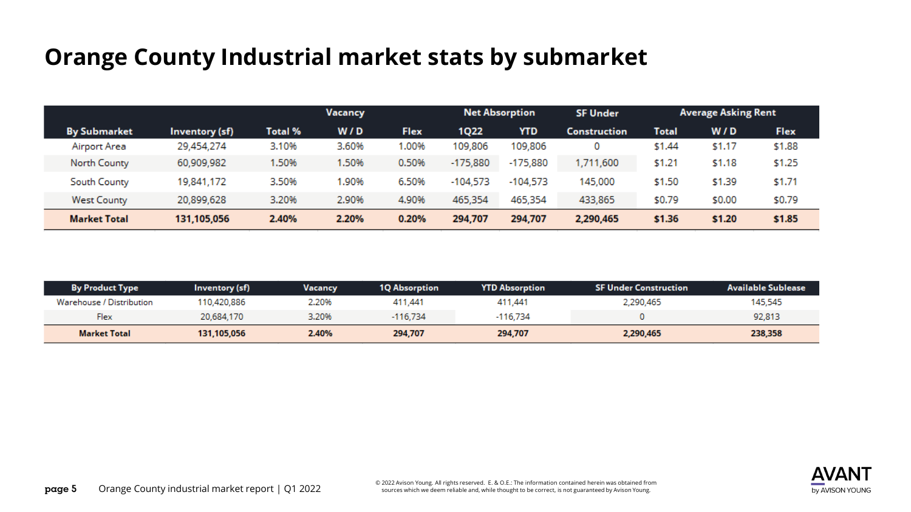# Orange County Industrial market stats by submarket

| By Submarket | Inventory (sf) | Vacancy Total % | Vacancy W / D | Vacancy Flex | Net Absorption 1Q22 | Net Absorption YTD | SF Under Construction | Average Asking Rent Total | Average Asking Rent W / D | Average Asking Rent Flex |
|---|---|---|---|---|---|---|---|---|---|---|
| Airport Area | 29,454,274 | 3.10% | 3.60% | 1.00% | 109,806 | 109,806 | 0 | $1.44 | $1.17 | $1.88 |
| North County | 60,909,982 | 1.50% | 1.50% | 0.50% | -175,880 | -175,880 | 1,711,600 | $1.21 | $1.18 | $1.25 |
| South County | 19,841,172 | 3.50% | 1.90% | 6.50% | -104,573 | -104,573 | 145,000 | $1.50 | $1.39 | $1.71 |
| West County | 20,899,628 | 3.20% | 2.90% | 4.90% | 465,354 | 465,354 | 433,865 | $0.79 | $0.00 | $0.79 |
| **Market Total** | **131,105,056** | **2.40%** | **2.20%** | **0.20%** | **294,707** | **294,707** | **2,290,465** | **$1.36** | **$1.20** | **$1.85** |

| By Product Type | Inventory (sf) | Vacancy | 1Q Absorption | YTD Absorption | SF Under Construction | Available Sublease |
|---|---|---|---|---|---|---|
| Warehouse / Distribution | 110,420,886 | 2.20% | 411,441 | 411,441 | 2,290,465 | 145,545 |
| Flex | 20,684,170 | 3.20% | -116,734 | -116,734 | 0 | 92,813 |
| **Market Total** | **131,105,056** | **2.40%** | **294,707** | **294,707** | **2,290,465** | **238,358** |

© 2022 Avison Young. All rights reserved. E. & O.E.: The information contained herein was obtained from sources which we deem reliable and, while thought to be correct, is not guaranteed by Avison Young.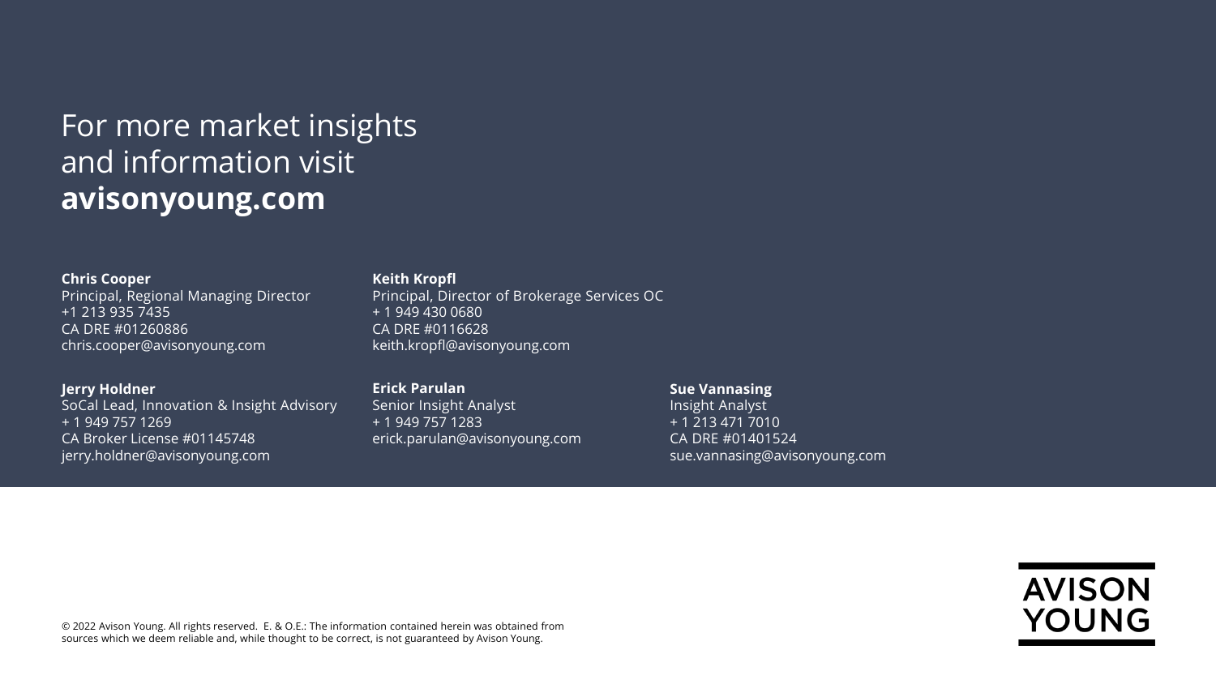For more market insights and information visit **avisonyoung.com**

**Chris Cooper**
Principal, Regional Managing Director
+1 213 935 7435
CA DRE #01260886
chris.cooper@avisonyoung.com

**Keith Kropfl**
Principal, Director of Brokerage Services OC
+ 1 949 430 0680
CA DRE #0116628
keith.kropfl@avisonyoung.com

**Jerry Holdner**
SoCal Lead, Innovation & Insight Advisory
+ 1 949 757 1269
CA Broker License #01145748
jerry.holdner@avisonyoung.com

**Erick Parulan**
Senior Insight Analyst
+ 1 949 757 1283
erick.parulan@avisonyoung.com

**Sue Vannasing**
Insight Analyst
+ 1 213 471 7010
CA DRE #01401524
sue.vannasing@avisonyoung.com

© 2022 Avison Young. All rights reserved. E. & O.E.: The information contained herein was obtained from sources which we deem reliable and, while thought to be correct, is not guaranteed by Avison Young.

AVISON YOUNG